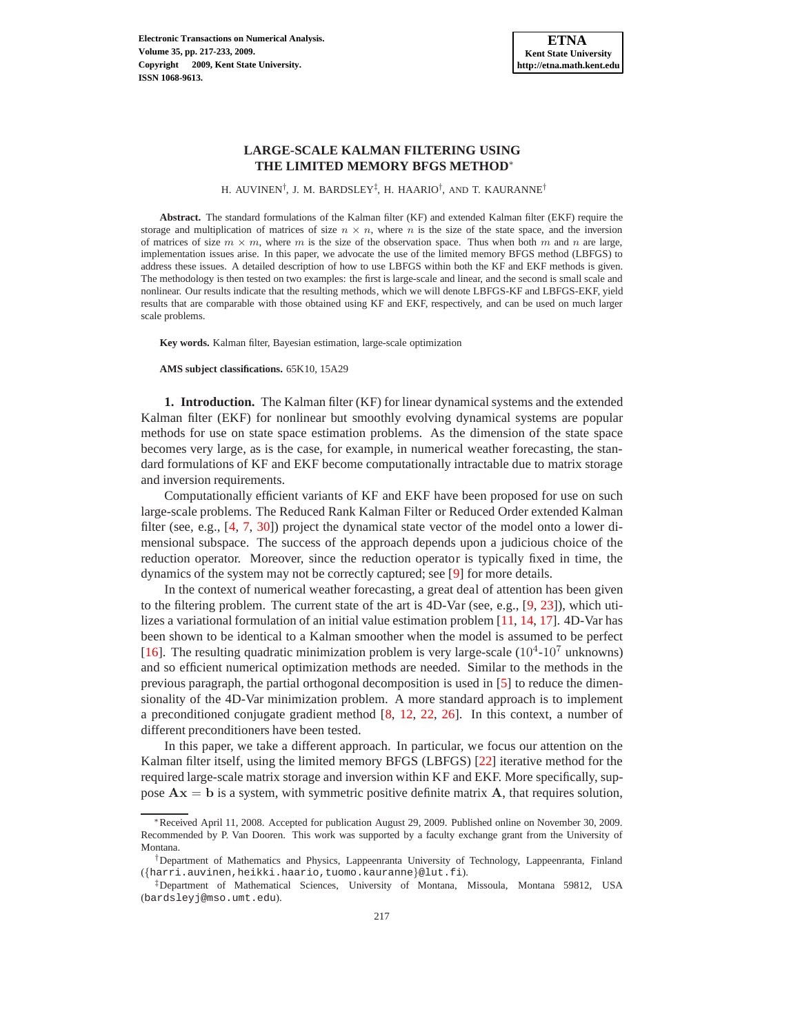# LARGE-SCALE KALMAN FILTERING USING THE LIMITED MEMORY BFGS METHOD*

H. AUVINEN[†], J. M. BARDSLEY[‡], H. HAARIO[†], AND T. KAURANNE[†]

**Abstract.** The standard formulations of the Kalman filter (KF) and extended Kalman filter (EKF) require the storage and multiplication of matrices of size $n \times n$, where $n$ is the size of the state space, and the inversion of matrices of size $m \times m$, where $m$ is the size of the observation space. Thus when both $m$ and $n$ are large, implementation issues arise. In this paper, we advocate the use of the limited memory BFGS method (LBFGS) to address these issues. A detailed description of how to use LBFGS within both the KF and EKF methods is given. The methodology is then tested on two examples: the first is large-scale and linear, and the second is small scale and nonlinear. Our results indicate that the resulting methods, which we will denote LBFGS-KF and LBFGS-EKF, yield results that are comparable with those obtained using KF and EKF, respectively, and can be used on much larger scale problems.

**Key words.** Kalman filter, Bayesian estimation, large-scale optimization

**AMS subject classifications.** 65K10, 15A29

**1. Introduction.** The Kalman filter (KF) for linear dynamical systems and the extended Kalman filter (EKF) for nonlinear but smoothly evolving dynamical systems are popular methods for use on state space estimation problems. As the dimension of the state space becomes very large, as is the case, for example, in numerical weather forecasting, the standard formulations of KF and EKF become computationally intractable due to matrix storage and inversion requirements.

Computationally efficient variants of KF and EKF have been proposed for use on such large-scale problems. The Reduced Rank Kalman Filter or Reduced Order extended Kalman filter (see, e.g., [4, 7, 30]) project the dynamical state vector of the model onto a lower dimensional subspace. The success of the approach depends upon a judicious choice of the reduction operator. Moreover, since the reduction operator is typically fixed in time, the dynamics of the system may not be correctly captured; see [9] for more details.

In the context of numerical weather forecasting, a great deal of attention has been given to the filtering problem. The current state of the art is 4D-Var (see, e.g., [9, 23]), which utilizes a variational formulation of an initial value estimation problem [11, 14, 17]. 4D-Var has been shown to be identical to a Kalman smoother when the model is assumed to be perfect [16]. The resulting quadratic minimization problem is very large-scale ($10^4$-$10^7$ unknowns) and so efficient numerical optimization methods are needed. Similar to the methods in the previous paragraph, the partial orthogonal decomposition is used in [5] to reduce the dimensionality of the 4D-Var minimization problem. A more standard approach is to implement a preconditioned conjugate gradient method [8, 12, 22, 26]. In this context, a number of different preconditioners have been tested.

In this paper, we take a different approach. In particular, we focus our attention on the Kalman filter itself, using the limited memory BFGS (LBFGS) [22] iterative method for the required large-scale matrix storage and inversion within KF and EKF. More specifically, suppose $\mathbf{A}\mathbf{x} = \mathbf{b}$ is a system, with symmetric positive definite matrix $\mathbf{A}$, that requires solution,

---

*Received April 11, 2008. Accepted for publication August 29, 2009. Published online on November 30, 2009. Recommended by P. Van Dooren. This work was supported by a faculty exchange grant from the University of Montana.

[†]Department of Mathematics and Physics, Lappeenranta University of Technology, Lappeenranta, Finland ({harri.auvinen,heikki.haario,tuomo.kauranne}@lut.fi).

[‡]Department of Mathematical Sciences, University of Montana, Missoula, Montana 59812, USA (bardsleyj@mso.umt.edu).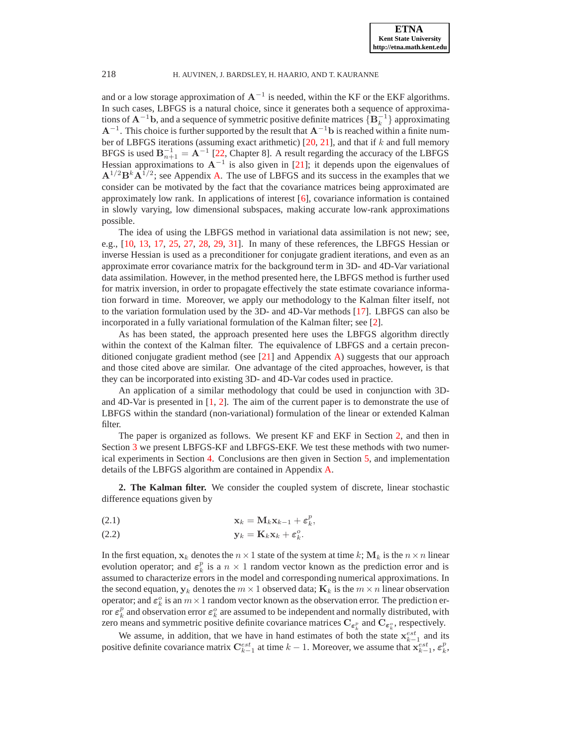and or a low storage approximation of $\mathbf{A}^{-1}$ is needed, within the KF or the EKF algorithms. In such cases, LBFGS is a natural choice, since it generates both a sequence of approximations of $\mathbf{A}^{-1}\mathbf{b}$, and a sequence of symmetric positive definite matrices $\{\mathbf{B}_k^{-1}\}$ approximating $\mathbf{A}^{-1}$. This choice is further supported by the result that $\mathbf{A}^{-1}\mathbf{b}$ is reached within a finite number of LBFGS iterations (assuming exact arithmetic) [20, 21], and that if $k$ and full memory BFGS is used $\mathbf{B}_{n+1}^{-1} = \mathbf{A}^{-1}$ [22, Chapter 8]. A result regarding the accuracy of the LBFGS Hessian approximations to $\mathbf{A}^{-1}$ is also given in [21]; it depends upon the eigenvalues of $\mathbf{A}^{1/2}\mathbf{B}^k\mathbf{A}^{1/2}$; see Appendix A. The use of LBFGS and its success in the examples that we consider can be motivated by the fact that the covariance matrices being approximated are approximately low rank. In applications of interest [6], covariance information is contained in slowly varying, low dimensional subspaces, making accurate low-rank approximations possible.

The idea of using the LBFGS method in variational data assimilation is not new; see, e.g., [10, 13, 17, 25, 27, 28, 29, 31]. In many of these references, the LBFGS Hessian or inverse Hessian is used as a preconditioner for conjugate gradient iterations, and even as an approximate error covariance matrix for the background term in 3D- and 4D-Var variational data assimilation. However, in the method presented here, the LBFGS method is further used for matrix inversion, in order to propagate effectively the state estimate covariance information forward in time. Moreover, we apply our methodology to the Kalman filter itself, not to the variation formulation used by the 3D- and 4D-Var methods [17]. LBFGS can also be incorporated in a fully variational formulation of the Kalman filter; see [2].

As has been stated, the approach presented here uses the LBFGS algorithm directly within the context of the Kalman filter. The equivalence of LBFGS and a certain preconditioned conjugate gradient method (see [21] and Appendix A) suggests that our approach and those cited above are similar. One advantage of the cited approaches, however, is that they can be incorporated into existing 3D- and 4D-Var codes used in practice.

An application of a similar methodology that could be used in conjunction with 3D- and 4D-Var is presented in [1, 2]. The aim of the current paper is to demonstrate the use of LBFGS within the standard (non-variational) formulation of the linear or extended Kalman filter.

The paper is organized as follows. We present KF and EKF in Section 2, and then in Section 3 we present LBFGS-KF and LBFGS-EKF. We test these methods with two numerical experiments in Section 4. Conclusions are then given in Section 5, and implementation details of the LBFGS algorithm are contained in Appendix A.

## 2. The Kalman filter.

We consider the coupled system of discrete, linear stochastic difference equations given by

$$\mathbf{x}_k = \mathbf{M}_k \mathbf{x}_{k-1} + \varepsilon_k^p, \tag{2.1}$$

$$\mathbf{y}_k = \mathbf{K}_k \mathbf{x}_k + \varepsilon_k^o. \tag{2.2}$$

In the first equation, $\mathbf{x}_k$ denotes the $n \times 1$ state of the system at time $k$; $\mathbf{M}_k$ is the $n \times n$ linear evolution operator; and $\varepsilon_k^p$ is a $n \times 1$ random vector known as the prediction error and is assumed to characterize errors in the model and corresponding numerical approximations. In the second equation, $\mathbf{y}_k$ denotes the $m \times 1$ observed data; $\mathbf{K}_k$ is the $m \times n$ linear observation operator; and $\varepsilon_k^o$ is an $m \times 1$ random vector known as the observation error. The prediction error $\varepsilon_k^p$ and observation error $\varepsilon_k^o$ are assumed to be independent and normally distributed, with zero means and symmetric positive definite covariance matrices $\mathbf{C}_{\varepsilon_k^p}$ and $\mathbf{C}_{\varepsilon_k^o}$, respectively.

We assume, in addition, that we have in hand estimates of both the state $\mathbf{x}_{k-1}^{est}$ and its positive definite covariance matrix $\mathbf{C}_{k-1}^{est}$ at time $k-1$. Moreover, we assume that $\mathbf{x}_{k-1}^{est}$, $\varepsilon_k^p$,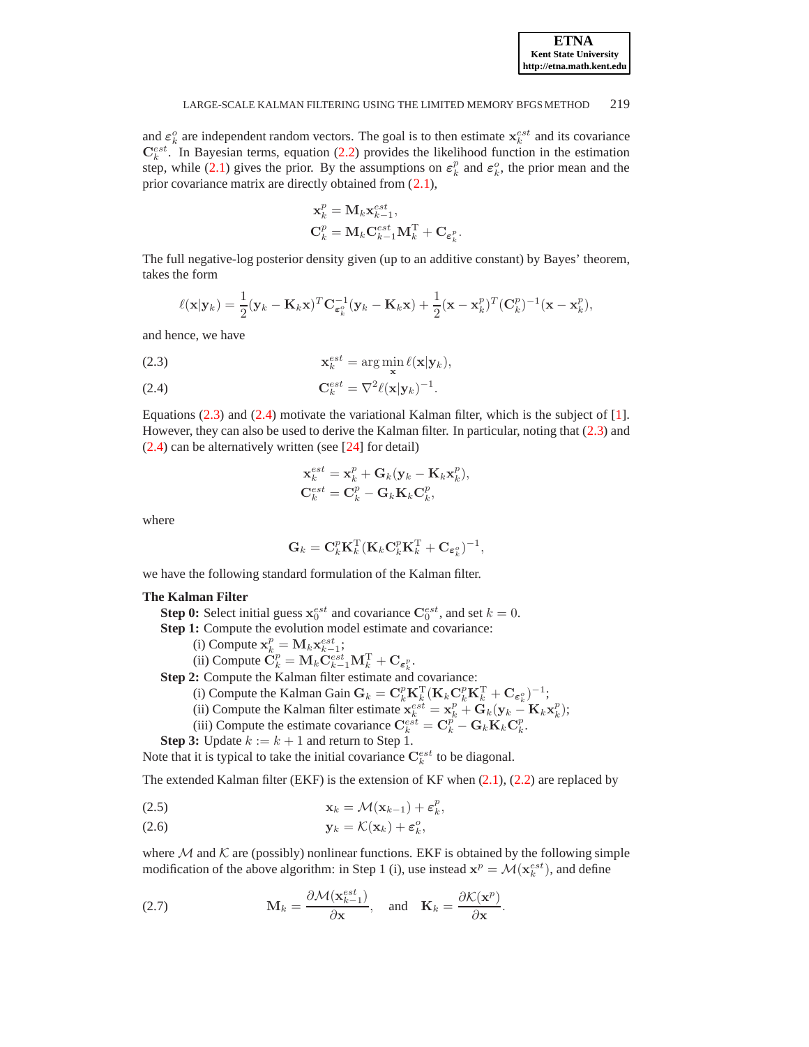and $\varepsilon_k^o$ are independent random vectors. The goal is to then estimate $\mathbf{x}_k^{est}$ and its covariance $\mathbf{C}_k^{est}$. In Bayesian terms, equation (2.2) provides the likelihood function in the estimation step, while (2.1) gives the prior. By the assumptions on $\varepsilon_k^p$ and $\varepsilon_k^o$, the prior mean and the prior covariance matrix are directly obtained from (2.1),

$$
\begin{aligned}
\mathbf{x}_k^p &= \mathbf{M}_k \mathbf{x}_{k-1}^{est}, \\
\mathbf{C}_k^p &= \mathbf{M}_k \mathbf{C}_{k-1}^{est} \mathbf{M}_k^{\mathrm{T}} + \mathbf{C}_{\varepsilon_k^p}.
\end{aligned}
$$

The full negative-log posterior density given (up to an additive constant) by Bayes' theorem, takes the form

$$
\ell(\mathbf{x}|\mathbf{y}_k) = \frac{1}{2}(\mathbf{y}_k - \mathbf{K}_k \mathbf{x})^T \mathbf{C}_{\varepsilon_k^o}^{-1} (\mathbf{y}_k - \mathbf{K}_k \mathbf{x}) + \frac{1}{2}(\mathbf{x} - \mathbf{x}_k^p)^T (\mathbf{C}_k^p)^{-1} (\mathbf{x} - \mathbf{x}_k^p),
$$

and hence, we have

$$
\mathbf{x}_k^{est} = \arg\min_{\mathbf{x}} \ell(\mathbf{x}|\mathbf{y}_k), \tag{2.3}
$$

$$
\mathbf{C}_k^{est} = \nabla^2 \ell(\mathbf{x}|\mathbf{y}_k)^{-1}. \tag{2.4}
$$

Equations (2.3) and (2.4) motivate the variational Kalman filter, which is the subject of [1]. However, they can also be used to derive the Kalman filter. In particular, noting that (2.3) and (2.4) can be alternatively written (see [24] for detail)

$$
\begin{aligned}
\mathbf{x}_k^{est} &= \mathbf{x}_k^p + \mathbf{G}_k(\mathbf{y}_k - \mathbf{K}_k \mathbf{x}_k^p), \\
\mathbf{C}_k^{est} &= \mathbf{C}_k^p - \mathbf{G}_k \mathbf{K}_k \mathbf{C}_k^p,
\end{aligned}
$$

where

$$
\mathbf{G}_k = \mathbf{C}_k^p \mathbf{K}_k^{\mathrm{T}} (\mathbf{K}_k \mathbf{C}_k^p \mathbf{K}_k^{\mathrm{T}} + \mathbf{C}_{\varepsilon_k^o})^{-1},
$$

we have the following standard formulation of the Kalman filter.

**The Kalman Filter**

**Step 0:** Select initial guess $\mathbf{x}_0^{est}$ and covariance $\mathbf{C}_0^{est}$, and set $k = 0$.

**Step 1:** Compute the evolution model estimate and covariance:
- (i) Compute $\mathbf{x}_k^p = \mathbf{M}_k \mathbf{x}_{k-1}^{est}$;
- (ii) Compute $\mathbf{C}_k^p = \mathbf{M}_k \mathbf{C}_{k-1}^{est} \mathbf{M}_k^{\mathrm{T}} + \mathbf{C}_{\varepsilon_k^p}$.

**Step 2:** Compute the Kalman filter estimate and covariance:
- (i) Compute the Kalman Gain $\mathbf{G}_k = \mathbf{C}_k^p \mathbf{K}_k^{\mathrm{T}} (\mathbf{K}_k \mathbf{C}_k^p \mathbf{K}_k^{\mathrm{T}} + \mathbf{C}_{\varepsilon_k^o})^{-1}$;
- (ii) Compute the Kalman filter estimate $\mathbf{x}_k^{est} = \mathbf{x}_k^p + \mathbf{G}_k(\mathbf{y}_k - \mathbf{K}_k \mathbf{x}_k^p)$;
- (iii) Compute the estimate covariance $\mathbf{C}_k^{est} = \mathbf{C}_k^p - \mathbf{G}_k \mathbf{K}_k \mathbf{C}_k^p$.

**Step 3:** Update $k := k + 1$ and return to Step 1.

Note that it is typical to take the initial covariance $\mathbf{C}_k^{est}$ to be diagonal.

The extended Kalman filter (EKF) is the extension of KF when (2.1), (2.2) are replaced by

$$
\mathbf{x}_k = \mathcal{M}(\mathbf{x}_{k-1}) + \varepsilon_k^p, \tag{2.5}
$$

$$
\mathbf{y}_k = \mathcal{K}(\mathbf{x}_k) + \varepsilon_k^o, \tag{2.6}
$$

where $\mathcal{M}$ and $\mathcal{K}$ are (possibly) nonlinear functions. EKF is obtained by the following simple modification of the above algorithm: in Step 1 (i), use instead $\mathbf{x}^p = \mathcal{M}(\mathbf{x}_k^{est})$, and define

$$
\mathbf{M}_k = \frac{\partial \mathcal{M}(\mathbf{x}_{k-1}^{est})}{\partial \mathbf{x}}, \quad \text{and} \quad \mathbf{K}_k = \frac{\partial \mathcal{K}(\mathbf{x}^p)}{\partial \mathbf{x}}. \tag{2.7}
$$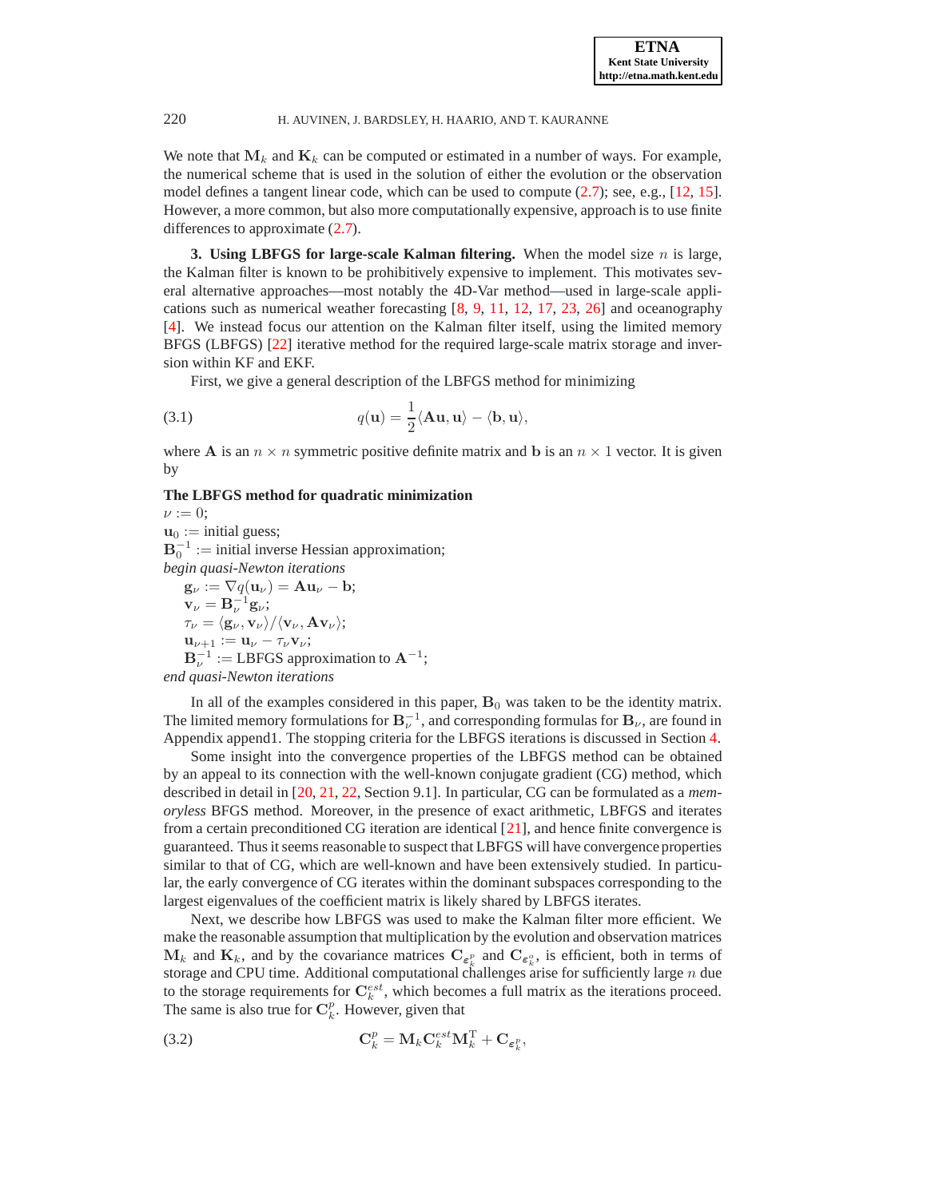We note that $\mathbf{M}_k$ and $\mathbf{K}_k$ can be computed or estimated in a number of ways. For example, the numerical scheme that is used in the solution of either the evolution or the observation model defines a tangent linear code, which can be used to compute (2.7); see, e.g., [12, 15]. However, a more common, but also more computationally expensive, approach is to use finite differences to approximate (2.7).

## 3. Using LBFGS for large-scale Kalman filtering.

When the model size $n$ is large, the Kalman filter is known to be prohibitively expensive to implement. This motivates several alternative approaches—most notably the 4D-Var method—used in large-scale applications such as numerical weather forecasting [8, 9, 11, 12, 17, 23, 26] and oceanography [4]. We instead focus our attention on the Kalman filter itself, using the limited memory BFGS (LBFGS) [22] iterative method for the required large-scale matrix storage and inversion within KF and EKF.

First, we give a general description of the LBFGS method for minimizing

$$q(\mathbf{u}) = \frac{1}{2}\langle \mathbf{A}\mathbf{u}, \mathbf{u}\rangle - \langle \mathbf{b}, \mathbf{u}\rangle, \tag{3.1}$$

where $\mathbf{A}$ is an $n \times n$ symmetric positive definite matrix and $\mathbf{b}$ is an $n \times 1$ vector. It is given by

**The LBFGS method for quadratic minimization**

$\nu := 0$;
$\mathbf{u}_0 :=$ initial guess;
$\mathbf{B}_0^{-1} :=$ initial inverse Hessian approximation;
*begin quasi-Newton iterations*
  $\mathbf{g}_\nu := \nabla q(\mathbf{u}_\nu) = \mathbf{A}\mathbf{u}_\nu - \mathbf{b}$;
  $\mathbf{v}_\nu = \mathbf{B}_\nu^{-1}\mathbf{g}_\nu$;
  $\tau_\nu = \langle \mathbf{g}_\nu, \mathbf{v}_\nu\rangle / \langle \mathbf{v}_\nu, \mathbf{A}\mathbf{v}_\nu\rangle$;
  $\mathbf{u}_{\nu+1} := \mathbf{u}_\nu - \tau_\nu \mathbf{v}_\nu$;
  $\mathbf{B}_\nu^{-1} :=$ LBFGS approximation to $\mathbf{A}^{-1}$;
*end quasi-Newton iterations*

In all of the examples considered in this paper, $\mathbf{B}_0$ was taken to be the identity matrix. The limited memory formulations for $\mathbf{B}_\nu^{-1}$, and corresponding formulas for $\mathbf{B}_\nu$, are found in Appendix append1. The stopping criteria for the LBFGS iterations is discussed in Section 4.

Some insight into the convergence properties of the LBFGS method can be obtained by an appeal to its connection with the well-known conjugate gradient (CG) method, which described in detail in [20, 21, 22, Section 9.1]. In particular, CG can be formulated as a *memoryless* BFGS method. Moreover, in the presence of exact arithmetic, LBFGS and iterates from a certain preconditioned CG iteration are identical [21], and hence finite convergence is guaranteed. Thus it seems reasonable to suspect that LBFGS will have convergence properties similar to that of CG, which are well-known and have been extensively studied. In particular, the early convergence of CG iterates within the dominant subspaces corresponding to the largest eigenvalues of the coefficient matrix is likely shared by LBFGS iterates.

Next, we describe how LBFGS was used to make the Kalman filter more efficient. We make the reasonable assumption that multiplication by the evolution and observation matrices $\mathbf{M}_k$ and $\mathbf{K}_k$, and by the covariance matrices $\mathbf{C}_{\boldsymbol{\varepsilon}_k^p}$ and $\mathbf{C}_{\boldsymbol{\varepsilon}_k^o}$, is efficient, both in terms of storage and CPU time. Additional computational challenges arise for sufficiently large $n$ due to the storage requirements for $\mathbf{C}_k^{est}$, which becomes a full matrix as the iterations proceed. The same is also true for $\mathbf{C}_k^p$. However, given that

$$\mathbf{C}_k^p = \mathbf{M}_k \mathbf{C}_k^{est} \mathbf{M}_k^{\mathrm{T}} + \mathbf{C}_{\boldsymbol{\varepsilon}_k^p}, \tag{3.2}$$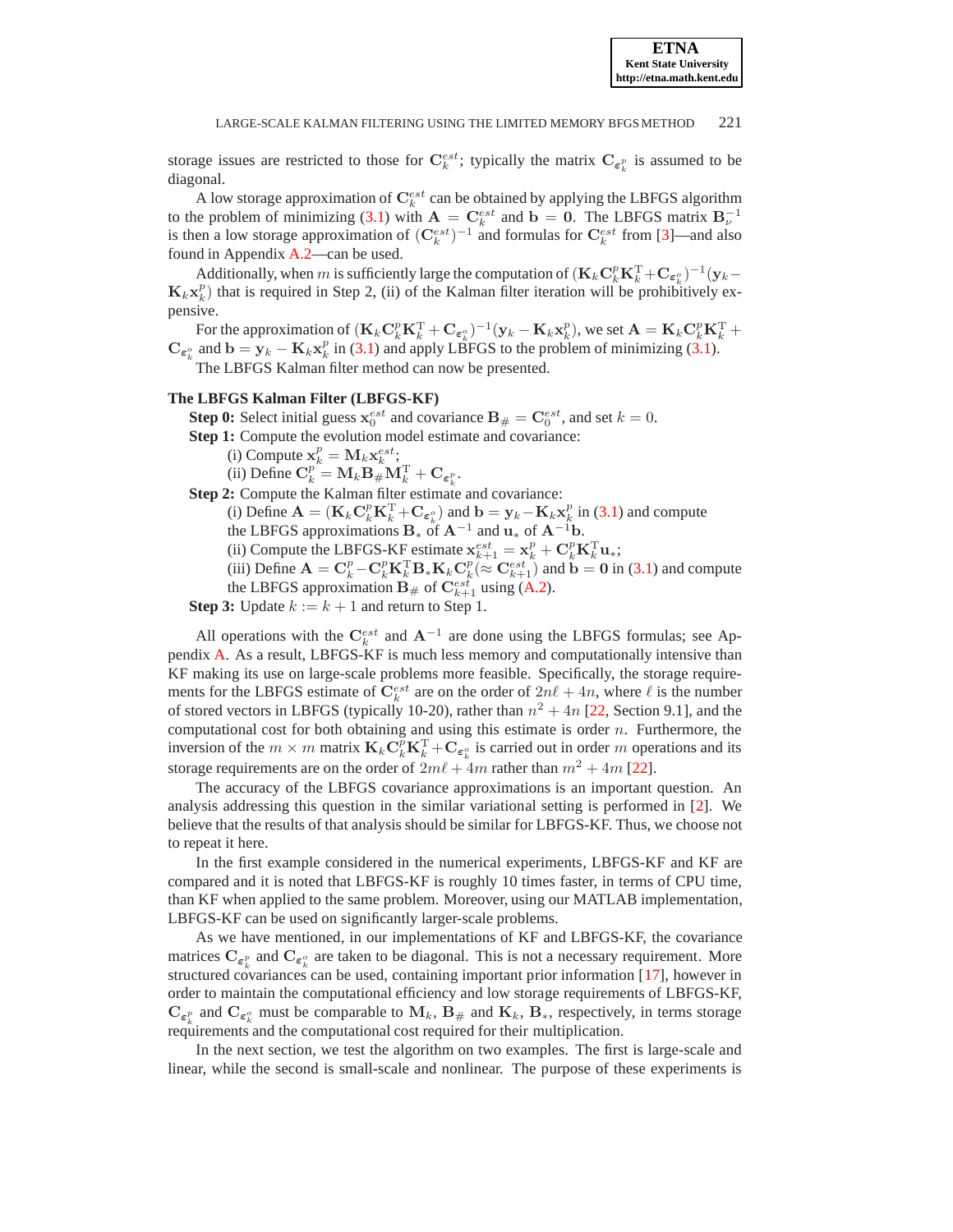storage issues are restricted to those for $\mathbf{C}_k^{est}$; typically the matrix $\mathbf{C}_{\epsilon_k^p}$ is assumed to be diagonal.

A low storage approximation of $\mathbf{C}_k^{est}$ can be obtained by applying the LBFGS algorithm to the problem of minimizing (3.1) with $\mathbf{A} = \mathbf{C}_k^{est}$ and $\mathbf{b} = \mathbf{0}$. The LBFGS matrix $\mathbf{B}_\nu^{-1}$ is then a low storage approximation of $(\mathbf{C}_k^{est})^{-1}$ and formulas for $\mathbf{C}_k^{est}$ from [3]—and also found in Appendix A.2—can be used.

Additionally, when $m$ is sufficiently large the computation of $(\mathbf{K}_k\mathbf{C}_k^p\mathbf{K}_k^{\mathrm{T}}+\mathbf{C}_{\epsilon_k^o})^{-1}(\mathbf{y}_k - \mathbf{K}_k\mathbf{x}_k^p)$ that is required in Step 2, (ii) of the Kalman filter iteration will be prohibitively expensive.

For the approximation of $(\mathbf{K}_k\mathbf{C}_k^p\mathbf{K}_k^{\mathrm{T}} + \mathbf{C}_{\epsilon_k^o})^{-1}(\mathbf{y}_k - \mathbf{K}_k\mathbf{x}_k^p)$, we set $\mathbf{A} = \mathbf{K}_k\mathbf{C}_k^p\mathbf{K}_k^{\mathrm{T}} + \mathbf{C}_{\epsilon_k^o}$ and $\mathbf{b} = \mathbf{y}_k - \mathbf{K}_k\mathbf{x}_k^p$ in (3.1) and apply LBFGS to the problem of minimizing (3.1).

The LBFGS Kalman filter method can now be presented.

**The LBFGS Kalman Filter (LBFGS-KF)**

**Step 0:** Select initial guess $\mathbf{x}_0^{est}$ and covariance $\mathbf{B}_\# = \mathbf{C}_0^{est}$, and set $k = 0$.

**Step 1:** Compute the evolution model estimate and covariance:
- (i) Compute $\mathbf{x}_k^p = \mathbf{M}_k\mathbf{x}_k^{est}$;
- (ii) Define $\mathbf{C}_k^p = \mathbf{M}_k\mathbf{B}_\#\mathbf{M}_k^{\mathrm{T}} + \mathbf{C}_{\epsilon_k^p}$.

**Step 2:** Compute the Kalman filter estimate and covariance:
- (i) Define $\mathbf{A} = (\mathbf{K}_k\mathbf{C}_k^p\mathbf{K}_k^{\mathrm{T}}+\mathbf{C}_{\epsilon_k^o})$ and $\mathbf{b} = \mathbf{y}_k - \mathbf{K}_k\mathbf{x}_k^p$ in (3.1) and compute the LBFGS approximations $\mathbf{B}_*$ of $\mathbf{A}^{-1}$ and $\mathbf{u}_*$ of $\mathbf{A}^{-1}\mathbf{b}$.
- (ii) Compute the LBFGS-KF estimate $\mathbf{x}_{k+1}^{est} = \mathbf{x}_k^p + \mathbf{C}_k^p\mathbf{K}_k^{\mathrm{T}}\mathbf{u}_*$;
- (iii) Define $\mathbf{A} = \mathbf{C}_k^p - \mathbf{C}_k^p\mathbf{K}_k^{\mathrm{T}}\mathbf{B}_*\mathbf{K}_k\mathbf{C}_k^p (\approx \mathbf{C}_{k+1}^{est})$ and $\mathbf{b} = \mathbf{0}$ in (3.1) and compute the LBFGS approximation $\mathbf{B}_\#$ of $\mathbf{C}_{k+1}^{est}$ using (A.2).

**Step 3:** Update $k := k + 1$ and return to Step 1.

All operations with the $\mathbf{C}_k^{est}$ and $\mathbf{A}^{-1}$ are done using the LBFGS formulas; see Appendix A. As a result, LBFGS-KF is much less memory and computationally intensive than KF making its use on large-scale problems more feasible. Specifically, the storage requirements for the LBFGS estimate of $\mathbf{C}_k^{est}$ are on the order of $2n\ell + 4n$, where $\ell$ is the number of stored vectors in LBFGS (typically 10-20), rather than $n^2 + 4n$ [22, Section 9.1], and the computational cost for both obtaining and using this estimate is order $n$. Furthermore, the inversion of the $m \times m$ matrix $\mathbf{K}_k\mathbf{C}_k^p\mathbf{K}_k^{\mathrm{T}}+\mathbf{C}_{\epsilon_k^o}$ is carried out in order $m$ operations and its storage requirements are on the order of $2m\ell + 4m$ rather than $m^2 + 4m$ [22].

The accuracy of the LBFGS covariance approximations is an important question. An analysis addressing this question in the similar variational setting is performed in [2]. We believe that the results of that analysis should be similar for LBFGS-KF. Thus, we choose not to repeat it here.

In the first example considered in the numerical experiments, LBFGS-KF and KF are compared and it is noted that LBFGS-KF is roughly 10 times faster, in terms of CPU time, than KF when applied to the same problem. Moreover, using our MATLAB implementation, LBFGS-KF can be used on significantly larger-scale problems.

As we have mentioned, in our implementations of KF and LBFGS-KF, the covariance matrices $\mathbf{C}_{\epsilon_k^p}$ and $\mathbf{C}_{\epsilon_k^o}$ are taken to be diagonal. This is not a necessary requirement. More structured covariances can be used, containing important prior information [17], however in order to maintain the computational efficiency and low storage requirements of LBFGS-KF, $\mathbf{C}_{\epsilon_k^p}$ and $\mathbf{C}_{\epsilon_k^o}$ must be comparable to $\mathbf{M}_k$, $\mathbf{B}_\#$ and $\mathbf{K}_k$, $\mathbf{B}_*$, respectively, in terms storage requirements and the computational cost required for their multiplication.

In the next section, we test the algorithm on two examples. The first is large-scale and linear, while the second is small-scale and nonlinear. The purpose of these experiments is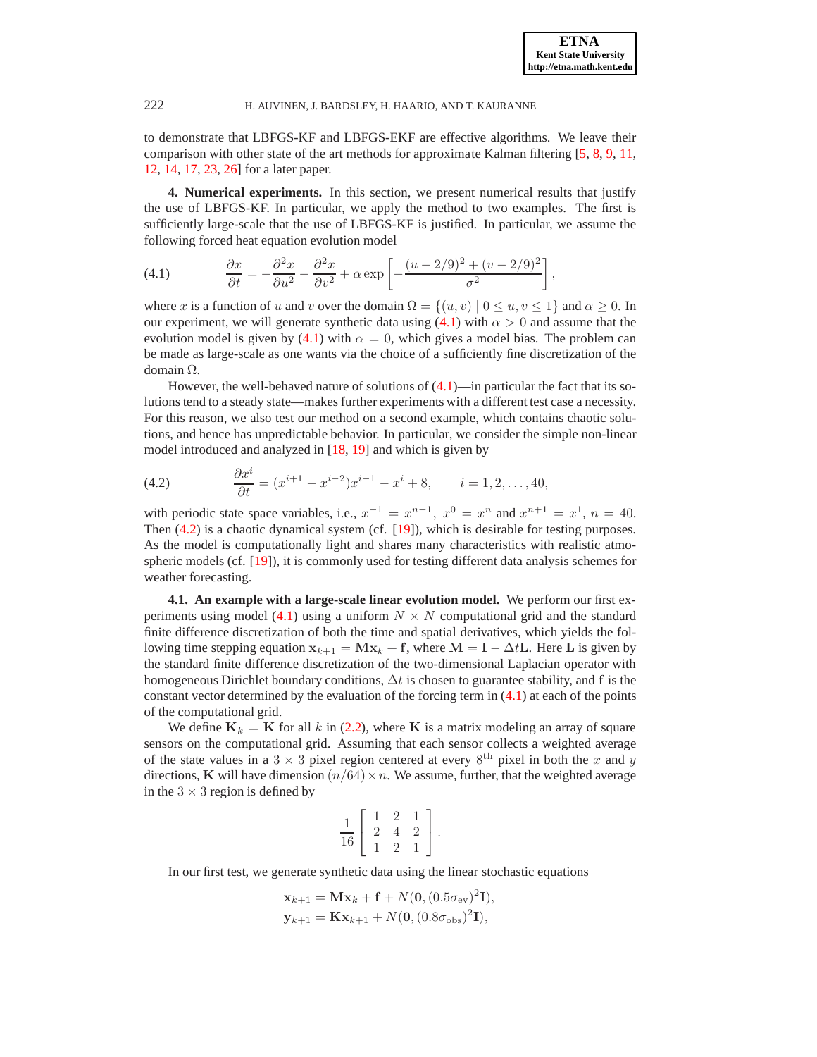to demonstrate that LBFGS-KF and LBFGS-EKF are effective algorithms. We leave their comparison with other state of the art methods for approximate Kalman filtering [5, 8, 9, 11, 12, 14, 17, 23, 26] for a later paper.

**4. Numerical experiments.** In this section, we present numerical results that justify the use of LBFGS-KF. In particular, we apply the method to two examples. The first is sufficiently large-scale that the use of LBFGS-KF is justified. In particular, we assume the following forced heat equation evolution model

$$\frac{\partial x}{\partial t} = -\frac{\partial^2 x}{\partial u^2} - \frac{\partial^2 x}{\partial v^2} + \alpha \exp\left[-\frac{(u-2/9)^2 + (v-2/9)^2}{\sigma^2}\right], \tag{4.1}$$

where $x$ is a function of $u$ and $v$ over the domain $\Omega = \{(u,v) \mid 0 \leq u, v \leq 1\}$ and $\alpha \geq 0$. In our experiment, we will generate synthetic data using (4.1) with $\alpha > 0$ and assume that the evolution model is given by (4.1) with $\alpha = 0$, which gives a model bias. The problem can be made as large-scale as one wants via the choice of a sufficiently fine discretization of the domain $\Omega$.

However, the well-behaved nature of solutions of (4.1)—in particular the fact that its solutions tend to a steady state—makes further experiments with a different test case a necessity. For this reason, we also test our method on a second example, which contains chaotic solutions, and hence has unpredictable behavior. In particular, we consider the simple non-linear model introduced and analyzed in [18, 19] and which is given by

$$\frac{\partial x^i}{\partial t} = (x^{i+1} - x^{i-2})x^{i-1} - x^i + 8, \qquad i = 1, 2, \ldots, 40, \tag{4.2}$$

with periodic state space variables, i.e., $x^{-1} = x^{n-1}$, $x^0 = x^n$ and $x^{n+1} = x^1$, $n = 40$. Then (4.2) is a chaotic dynamical system (cf. [19]), which is desirable for testing purposes. As the model is computationally light and shares many characteristics with realistic atmospheric models (cf. [19]), it is commonly used for testing different data analysis schemes for weather forecasting.

**4.1. An example with a large-scale linear evolution model.** We perform our first experiments using model (4.1) using a uniform $N \times N$ computational grid and the standard finite difference discretization of both the time and spatial derivatives, which yields the following time stepping equation $\mathbf{x}_{k+1} = \mathbf{M}\mathbf{x}_k + \mathbf{f}$, where $\mathbf{M} = \mathbf{I} - \Delta t \mathbf{L}$. Here $\mathbf{L}$ is given by the standard finite difference discretization of the two-dimensional Laplacian operator with homogeneous Dirichlet boundary conditions, $\Delta t$ is chosen to guarantee stability, and $\mathbf{f}$ is the constant vector determined by the evaluation of the forcing term in (4.1) at each of the points of the computational grid.

We define $\mathbf{K}_k = \mathbf{K}$ for all $k$ in (2.2), where $\mathbf{K}$ is a matrix modeling an array of square sensors on the computational grid. Assuming that each sensor collects a weighted average of the state values in a $3 \times 3$ pixel region centered at every $8^{\text{th}}$ pixel in both the $x$ and $y$ directions, $\mathbf{K}$ will have dimension $(n/64) \times n$. We assume, further, that the weighted average in the $3 \times 3$ region is defined by

$$\frac{1}{16}\begin{bmatrix} 1 & 2 & 1 \\ 2 & 4 & 2 \\ 1 & 2 & 1 \end{bmatrix}.$$

In our first test, we generate synthetic data using the linear stochastic equations

$$\mathbf{x}_{k+1} = \mathbf{M}\mathbf{x}_k + \mathbf{f} + N(\mathbf{0}, (0.5\sigma_{\text{ev}})^2\mathbf{I}),$$
$$\mathbf{y}_{k+1} = \mathbf{K}\mathbf{x}_{k+1} + N(\mathbf{0}, (0.8\sigma_{\text{obs}})^2\mathbf{I}),$$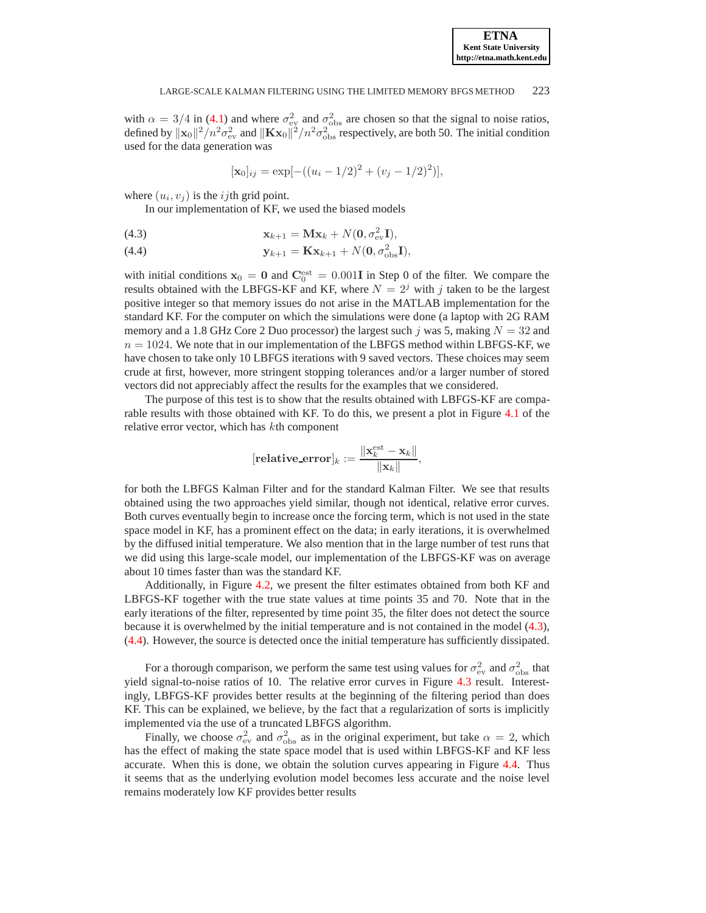with $\alpha = 3/4$ in (4.1) and where $\sigma^2_{\text{ev}}$ and $\sigma^2_{\text{obs}}$ are chosen so that the signal to noise ratios, defined by $\|\mathbf{x}_0\|^2/n^2\sigma^2_{\text{ev}}$ and $\|\mathbf{K}\mathbf{x}_0\|^2/n^2\sigma^2_{\text{obs}}$ respectively, are both 50. The initial condition used for the data generation was

$$[\mathbf{x}_0]_{ij} = \exp[-((u_i - 1/2)^2 + (v_j - 1/2)^2)],$$

where $(u_i, v_j)$ is the $ij$th grid point.

In our implementation of KF, we used the biased models

$$\mathbf{x}_{k+1} = \mathbf{M}\mathbf{x}_k + N(\mathbf{0}, \sigma^2_{\text{ev}}\mathbf{I}), \tag{4.3}$$

$$\mathbf{y}_{k+1} = \mathbf{K}\mathbf{x}_{k+1} + N(\mathbf{0}, \sigma^2_{\text{obs}}\mathbf{I}), \tag{4.4}$$

with initial conditions $\mathbf{x}_0 = \mathbf{0}$ and $\mathbf{C}^{\text{est}}_0 = 0.001\mathbf{I}$ in Step 0 of the filter. We compare the results obtained with the LBFGS-KF and KF, where $N = 2^j$ with $j$ taken to be the largest positive integer so that memory issues do not arise in the MATLAB implementation for the standard KF. For the computer on which the simulations were done (a laptop with 2G RAM memory and a 1.8 GHz Core 2 Duo processor) the largest such $j$ was 5, making $N = 32$ and $n = 1024$. We note that in our implementation of the LBFGS method within LBFGS-KF, we have chosen to take only 10 LBFGS iterations with 9 saved vectors. These choices may seem crude at first, however, more stringent stopping tolerances and/or a larger number of stored vectors did not appreciably affect the results for the examples that we considered.

The purpose of this test is to show that the results obtained with LBFGS-KF are comparable results with those obtained with KF. To do this, we present a plot in Figure 4.1 of the relative error vector, which has $k$th component

$$[\textbf{relative\_error}]_k := \frac{\|\mathbf{x}^{\text{est}}_k - \mathbf{x}_k\|}{\|\mathbf{x}_k\|},$$

for both the LBFGS Kalman Filter and for the standard Kalman Filter. We see that results obtained using the two approaches yield similar, though not identical, relative error curves. Both curves eventually begin to increase once the forcing term, which is not used in the state space model in KF, has a prominent effect on the data; in early iterations, it is overwhelmed by the diffused initial temperature. We also mention that in the large number of test runs that we did using this large-scale model, our implementation of the LBFGS-KF was on average about 10 times faster than was the standard KF.

Additionally, in Figure 4.2, we present the filter estimates obtained from both KF and LBFGS-KF together with the true state values at time points 35 and 70. Note that in the early iterations of the filter, represented by time point 35, the filter does not detect the source because it is overwhelmed by the initial temperature and is not contained in the model (4.3), (4.4). However, the source is detected once the initial temperature has sufficiently dissipated.

For a thorough comparison, we perform the same test using values for $\sigma^2_{\text{ev}}$ and $\sigma^2_{\text{obs}}$ that yield signal-to-noise ratios of 10. The relative error curves in Figure 4.3 result. Interestingly, LBFGS-KF provides better results at the beginning of the filtering period than does KF. This can be explained, we believe, by the fact that a regularization of sorts is implicitly implemented via the use of a truncated LBFGS algorithm.

Finally, we choose $\sigma^2_{\text{ev}}$ and $\sigma^2_{\text{obs}}$ as in the original experiment, but take $\alpha = 2$, which has the effect of making the state space model that is used within LBFGS-KF and KF less accurate. When this is done, we obtain the solution curves appearing in Figure 4.4. Thus it seems that as the underlying evolution model becomes less accurate and the noise level remains moderately low KF provides better results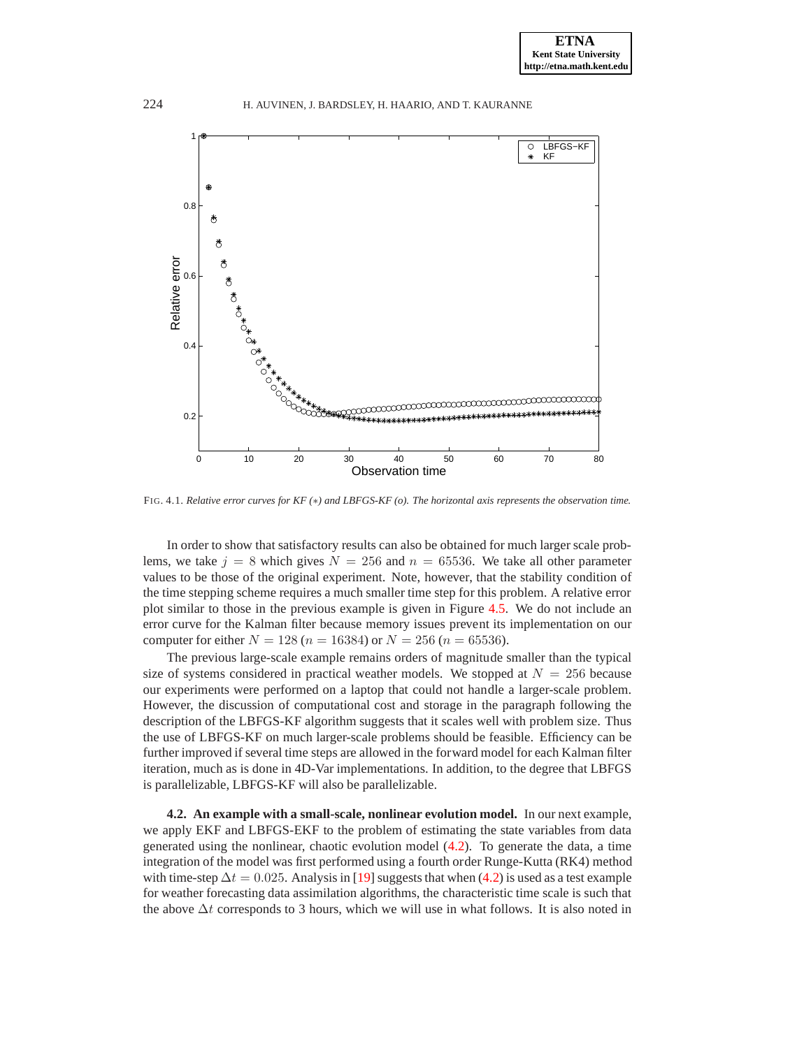FIG. 4.1. *Relative error curves for KF (∗) and LBFGS-KF (o). The horizontal axis represents the observation time.*

In order to show that satisfactory results can also be obtained for much larger scale problems, we take $j = 8$ which gives $N = 256$ and $n = 65536$. We take all other parameter values to be those of the original experiment. Note, however, that the stability condition of the time stepping scheme requires a much smaller time step for this problem. A relative error plot similar to those in the previous example is given in Figure 4.5. We do not include an error curve for the Kalman filter because memory issues prevent its implementation on our computer for either $N = 128$ ($n = 16384$) or $N = 256$ ($n = 65536$).

The previous large-scale example remains orders of magnitude smaller than the typical size of systems considered in practical weather models. We stopped at $N = 256$ because our experiments were performed on a laptop that could not handle a larger-scale problem. However, the discussion of computational cost and storage in the paragraph following the description of the LBFGS-KF algorithm suggests that it scales well with problem size. Thus the use of LBFGS-KF on much larger-scale problems should be feasible. Efficiency can be further improved if several time steps are allowed in the forward model for each Kalman filter iteration, much as is done in 4D-Var implementations. In addition, to the degree that LBFGS is parallelizable, LBFGS-KF will also be parallelizable.

**4.2. An example with a small-scale, nonlinear evolution model.** In our next example, we apply EKF and LBFGS-EKF to the problem of estimating the state variables from data generated using the nonlinear, chaotic evolution model (4.2). To generate the data, a time integration of the model was first performed using a fourth order Runge-Kutta (RK4) method with time-step $\Delta t = 0.025$. Analysis in [19] suggests that when (4.2) is used as a test example for weather forecasting data assimilation algorithms, the characteristic time scale is such that the above $\Delta t$ corresponds to 3 hours, which we will use in what follows. It is also noted in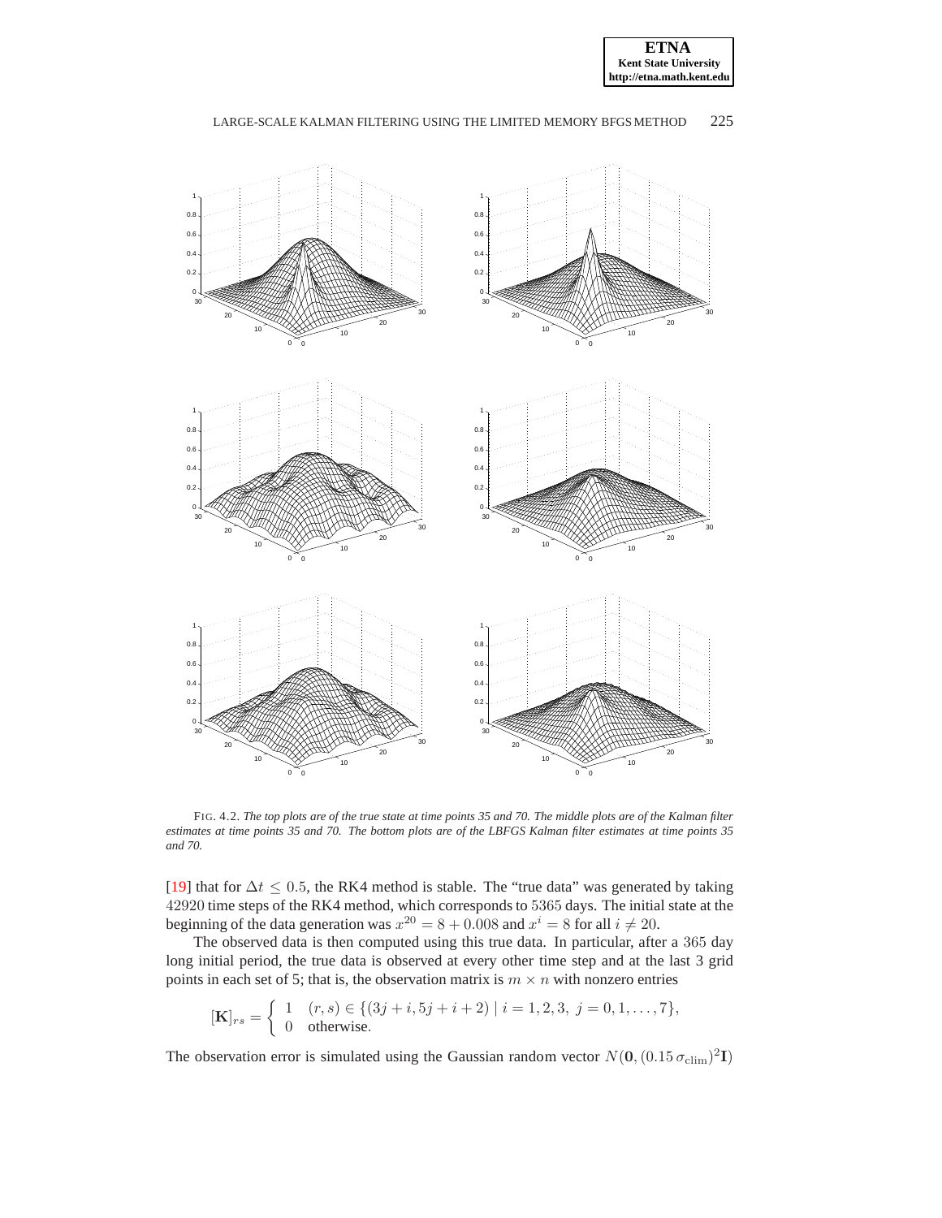FIG. 4.2. *The top plots are of the true state at time points 35 and 70. The middle plots are of the Kalman filter estimates at time points 35 and 70. The bottom plots are of the LBFGS Kalman filter estimates at time points 35 and 70.*

[19] that for $\Delta t \leq 0.5$, the RK4 method is stable. The "true data" was generated by taking $42920$ time steps of the RK4 method, which corresponds to $5365$ days. The initial state at the beginning of the data generation was $x^{20} = 8 + 0.008$ and $x^i = 8$ for all $i \neq 20$.

The observed data is then computed using this true data. In particular, after a $365$ day long initial period, the true data is observed at every other time step and at the last 3 grid points in each set of 5; that is, the observation matrix is $m \times n$ with nonzero entries

$$[\mathbf{K}]_{rs} = \begin{cases} 1 & (r, s) \in \{(3j + i, 5j + i + 2) \mid i = 1, 2, 3,\ j = 0, 1, \ldots, 7\}, \\ 0 & \text{otherwise}. \end{cases}$$

The observation error is simulated using the Gaussian random vector $N(\mathbf{0}, (0.15\,\sigma_{\text{clim}})^2\mathbf{I})$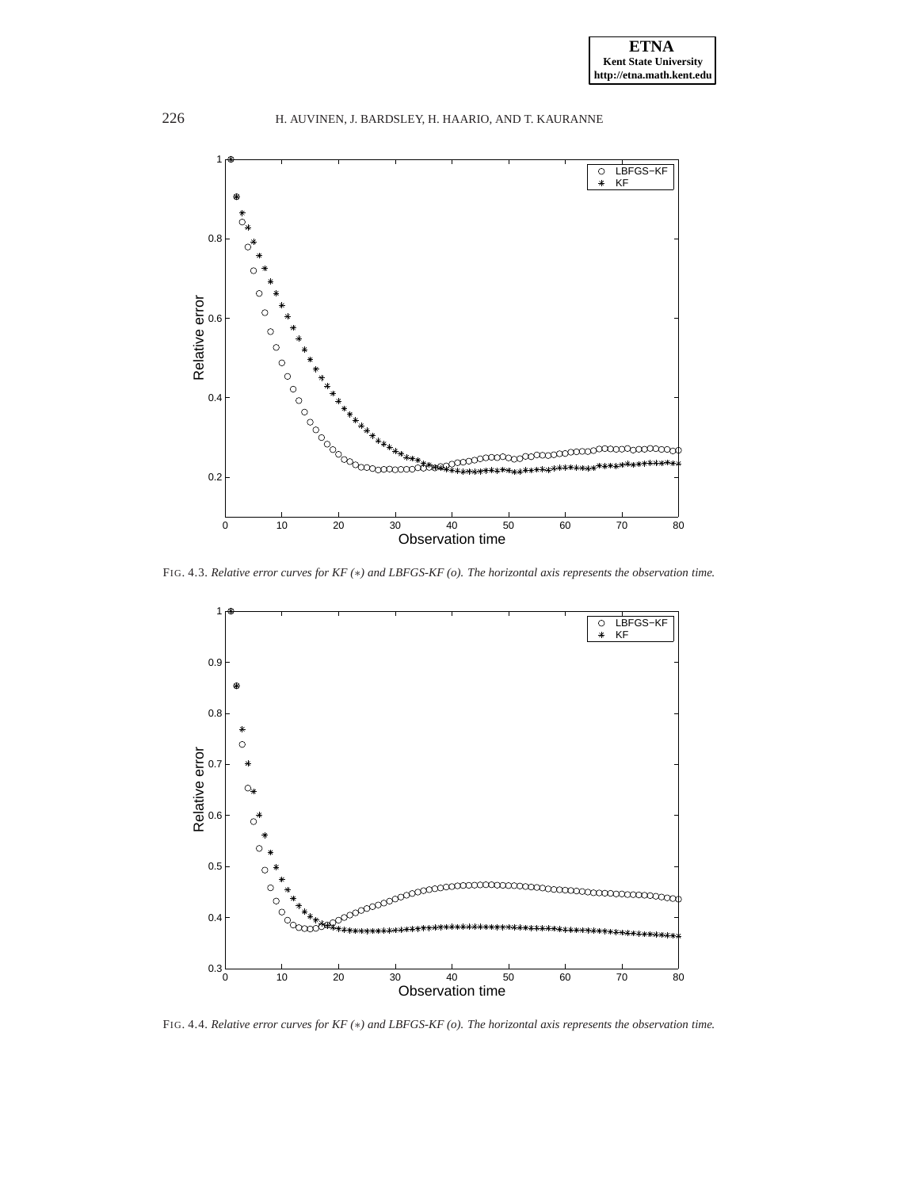FIG. 4.3. *Relative error curves for KF (∗) and LBFGS-KF (o). The horizontal axis represents the observation time.*

FIG. 4.4. *Relative error curves for KF (∗) and LBFGS-KF (o). The horizontal axis represents the observation time.*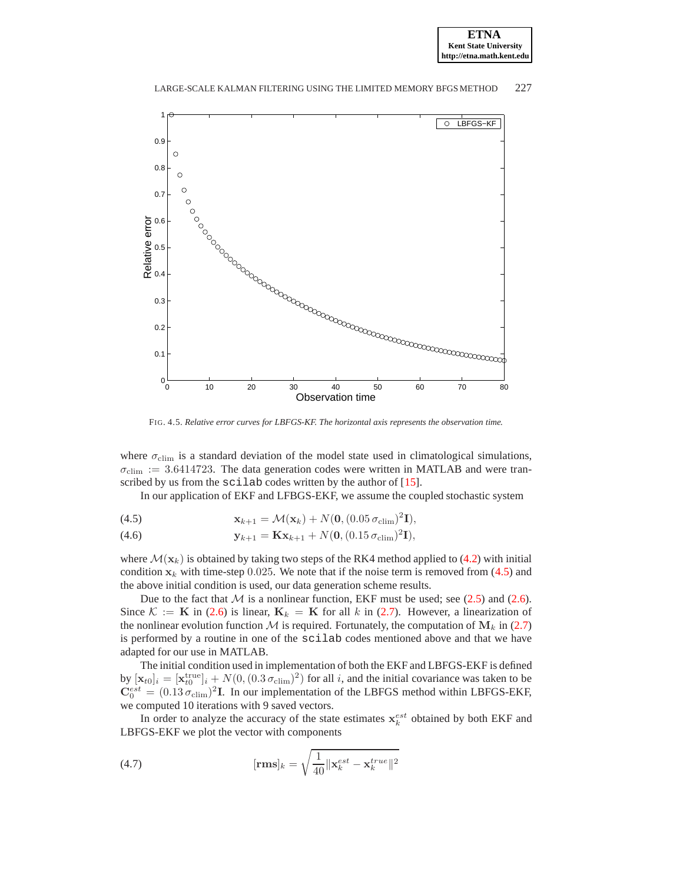FIG. 4.5. *Relative error curves for LBFGS-KF. The horizontal axis represents the observation time.*

where $\sigma_{\text{clim}}$ is a standard deviation of the model state used in climatological simulations, $\sigma_{\text{clim}} := 3.6414723$. The data generation codes were written in MATLAB and were transcribed by us from the scilab codes written by the author of [15].

In our application of EKF and LFBGS-EKF, we assume the coupled stochastic system

$$\mathbf{x}_{k+1} = \mathcal{M}(\mathbf{x}_k) + N(\mathbf{0}, (0.05\,\sigma_{\text{clim}})^2\mathbf{I}), \tag{4.5}$$

$$\mathbf{y}_{k+1} = \mathbf{K}\mathbf{x}_{k+1} + N(\mathbf{0}, (0.15\,\sigma_{\text{clim}})^2\mathbf{I}), \tag{4.6}$$

where $\mathcal{M}(\mathbf{x}_k)$ is obtained by taking two steps of the RK4 method applied to (4.2) with initial condition $\mathbf{x}_k$ with time-step $0.025$. We note that if the noise term is removed from (4.5) and the above initial condition is used, our data generation scheme results.

Due to the fact that $\mathcal{M}$ is a nonlinear function, EKF must be used; see (2.5) and (2.6). Since $\mathcal{K} := \mathbf{K}$ in (2.6) is linear, $\mathbf{K}_k = \mathbf{K}$ for all $k$ in (2.7). However, a linearization of the nonlinear evolution function $\mathcal{M}$ is required. Fortunately, the computation of $\mathbf{M}_k$ in (2.7) is performed by a routine in one of the scilab codes mentioned above and that we have adapted for our use in MATLAB.

The initial condition used in implementation of both the EKF and LBFGS-EKF is defined by $[\mathbf{x}_{t0}]_i = [\mathbf{x}_{t0}^{\text{true}}]_i + N(0, (0.3\,\sigma_{\text{clim}})^2)$ for all $i$, and the initial covariance was taken to be $\mathbf{C}_0^{est} = (0.13\,\sigma_{\text{clim}})^2\mathbf{I}$. In our implementation of the LBFGS method within LBFGS-EKF, we computed 10 iterations with 9 saved vectors.

In order to analyze the accuracy of the state estimates $\mathbf{x}_k^{est}$ obtained by both EKF and LBFGS-EKF we plot the vector with components

$$[\mathbf{rms}]_k = \sqrt{\frac{1}{40}\|\mathbf{x}_k^{est} - \mathbf{x}_k^{true}\|^2} \tag{4.7}$$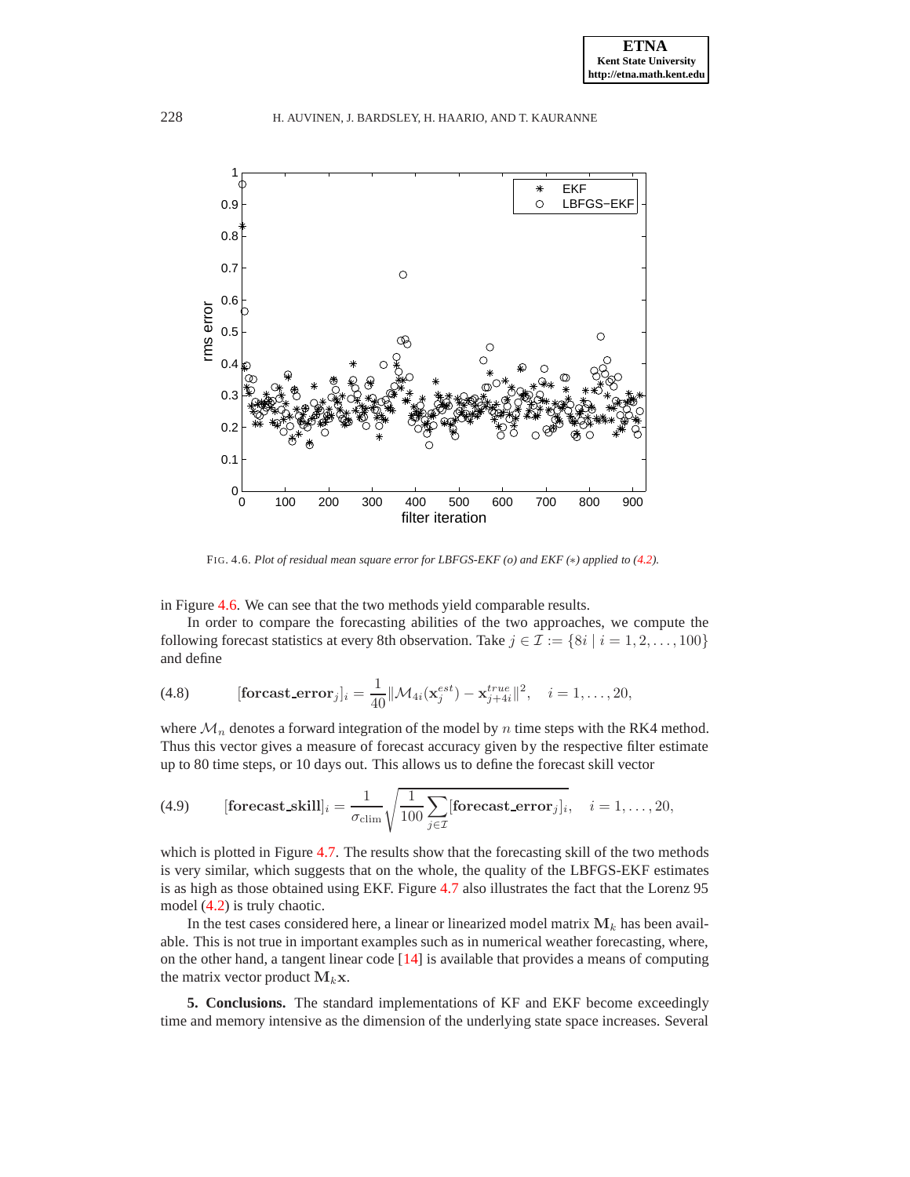FIG. 4.6. *Plot of residual mean square error for LBFGS-EKF (o) and EKF (∗) applied to (4.2).*

in Figure 4.6. We can see that the two methods yield comparable results.

In order to compare the forecasting abilities of the two approaches, we compute the following forecast statistics at every 8th observation. Take $j \in \mathcal{I} := \{8i \mid i = 1, 2, \ldots, 100\}$ and define

$$[\mathbf{forcast\_error}_j]_i = \frac{1}{40}\|\mathcal{M}_{4i}(\mathbf{x}_j^{est}) - \mathbf{x}_{j+4i}^{true}\|^2, \quad i = 1, \ldots, 20, \tag{4.8}$$

where $\mathcal{M}_n$ denotes a forward integration of the model by $n$ time steps with the RK4 method. Thus this vector gives a measure of forecast accuracy given by the respective filter estimate up to 80 time steps, or 10 days out. This allows us to define the forecast skill vector

$$[\mathbf{forecast\_skill}]_i = \frac{1}{\sigma_{\text{clim}}}\sqrt{\frac{1}{100}\sum_{j\in\mathcal{I}}[\mathbf{forecast\_error}_j]_i}, \quad i = 1, \ldots, 20, \tag{4.9}$$

which is plotted in Figure 4.7. The results show that the forecasting skill of the two methods is very similar, which suggests that on the whole, the quality of the LBFGS-EKF estimates is as high as those obtained using EKF. Figure 4.7 also illustrates the fact that the Lorenz 95 model (4.2) is truly chaotic.

In the test cases considered here, a linear or linearized model matrix $\mathbf{M}_k$ has been available. This is not true in important examples such as in numerical weather forecasting, where, on the other hand, a tangent linear code [14] is available that provides a means of computing the matrix vector product $\mathbf{M}_k\mathbf{x}$.

**5. Conclusions.** The standard implementations of KF and EKF become exceedingly time and memory intensive as the dimension of the underlying state space increases. Several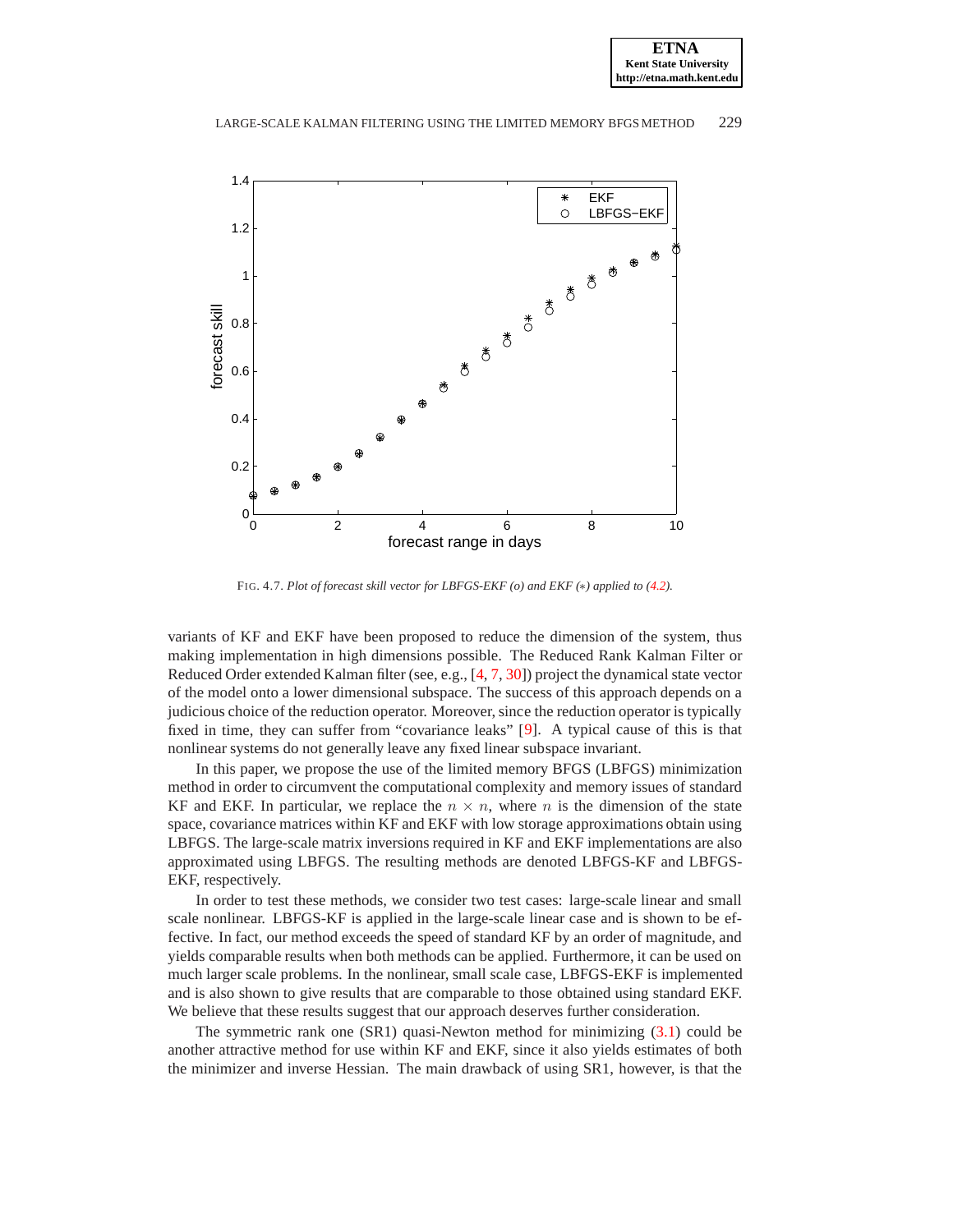FIG. 4.7. *Plot of forecast skill vector for LBFGS-EKF (o) and EKF (∗) applied to (4.2).*

variants of KF and EKF have been proposed to reduce the dimension of the system, thus making implementation in high dimensions possible. The Reduced Rank Kalman Filter or Reduced Order extended Kalman filter (see, e.g., [4, 7, 30]) project the dynamical state vector of the model onto a lower dimensional subspace. The success of this approach depends on a judicious choice of the reduction operator. Moreover, since the reduction operator is typically fixed in time, they can suffer from "covariance leaks" [9]. A typical cause of this is that nonlinear systems do not generally leave any fixed linear subspace invariant.

In this paper, we propose the use of the limited memory BFGS (LBFGS) minimization method in order to circumvent the computational complexity and memory issues of standard KF and EKF. In particular, we replace the $n \times n$, where $n$ is the dimension of the state space, covariance matrices within KF and EKF with low storage approximations obtain using LBFGS. The large-scale matrix inversions required in KF and EKF implementations are also approximated using LBFGS. The resulting methods are denoted LBFGS-KF and LBFGS-EKF, respectively.

In order to test these methods, we consider two test cases: large-scale linear and small scale nonlinear. LBFGS-KF is applied in the large-scale linear case and is shown to be effective. In fact, our method exceeds the speed of standard KF by an order of magnitude, and yields comparable results when both methods can be applied. Furthermore, it can be used on much larger scale problems. In the nonlinear, small scale case, LBFGS-EKF is implemented and is also shown to give results that are comparable to those obtained using standard EKF. We believe that these results suggest that our approach deserves further consideration.

The symmetric rank one (SR1) quasi-Newton method for minimizing (3.1) could be another attractive method for use within KF and EKF, since it also yields estimates of both the minimizer and inverse Hessian. The main drawback of using SR1, however, is that the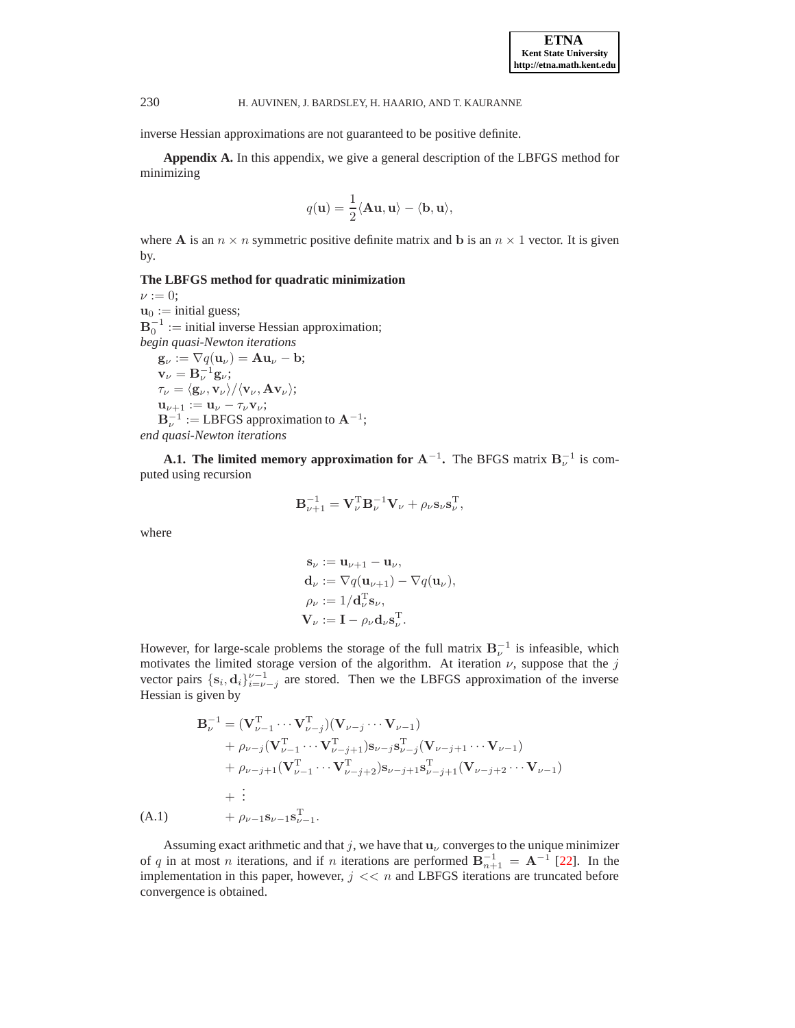inverse Hessian approximations are not guaranteed to be positive definite.

**Appendix A.** In this appendix, we give a general description of the LBFGS method for minimizing

$$q(\mathbf{u}) = \frac{1}{2}\langle \mathbf{A}\mathbf{u}, \mathbf{u}\rangle - \langle \mathbf{b}, \mathbf{u}\rangle,$$

where $\mathbf{A}$ is an $n \times n$ symmetric positive definite matrix and $\mathbf{b}$ is an $n \times 1$ vector. It is given by.

**The LBFGS method for quadratic minimization**

$\nu := 0$;
$\mathbf{u}_0 :=$ initial guess;
$\mathbf{B}_0^{-1} :=$ initial inverse Hessian approximation;
*begin quasi-Newton iterations*
  $\mathbf{g}_\nu := \nabla q(\mathbf{u}_\nu) = \mathbf{A}\mathbf{u}_\nu - \mathbf{b}$;
  $\mathbf{v}_\nu = \mathbf{B}_\nu^{-1}\mathbf{g}_\nu$;
  $\tau_\nu = \langle \mathbf{g}_\nu, \mathbf{v}_\nu\rangle / \langle \mathbf{v}_\nu, \mathbf{A}\mathbf{v}_\nu\rangle$;
  $\mathbf{u}_{\nu+1} := \mathbf{u}_\nu - \tau_\nu \mathbf{v}_\nu$;
  $\mathbf{B}_\nu^{-1} :=$ LBFGS approximation to $\mathbf{A}^{-1}$;
*end quasi-Newton iterations*

**A.1. The limited memory approximation for $\mathbf{A}^{-1}$.** The BFGS matrix $\mathbf{B}_\nu^{-1}$ is computed using recursion

$$\mathbf{B}_{\nu+1}^{-1} = \mathbf{V}_\nu^{\mathrm{T}} \mathbf{B}_\nu^{-1} \mathbf{V}_\nu + \rho_\nu \mathbf{s}_\nu \mathbf{s}_\nu^{\mathrm{T}},$$

where

$$\begin{aligned}
\mathbf{s}_\nu &:= \mathbf{u}_{\nu+1} - \mathbf{u}_\nu, \\
\mathbf{d}_\nu &:= \nabla q(\mathbf{u}_{\nu+1}) - \nabla q(\mathbf{u}_\nu), \\
\rho_\nu &:= 1/\mathbf{d}_\nu^{\mathrm{T}} \mathbf{s}_\nu, \\
\mathbf{V}_\nu &:= \mathbf{I} - \rho_\nu \mathbf{d}_\nu \mathbf{s}_\nu^{\mathrm{T}}.
\end{aligned}$$

However, for large-scale problems the storage of the full matrix $\mathbf{B}_\nu^{-1}$ is infeasible, which motivates the limited storage version of the algorithm. At iteration $\nu$, suppose that the $j$ vector pairs $\{\mathbf{s}_i, \mathbf{d}_i\}_{i=\nu-j}^{\nu-1}$ are stored. Then we the LBFGS approximation of the inverse Hessian is given by

$$\begin{aligned}
\mathbf{B}_\nu^{-1} = {} & (\mathbf{V}_{\nu-1}^{\mathrm{T}} \cdots \mathbf{V}_{\nu-j}^{\mathrm{T}})(\mathbf{V}_{\nu-j} \cdots \mathbf{V}_{\nu-1}) \\
& + \rho_{\nu-j}(\mathbf{V}_{\nu-1}^{\mathrm{T}} \cdots \mathbf{V}_{\nu-j+1}^{\mathrm{T}})\mathbf{s}_{\nu-j}\mathbf{s}_{\nu-j}^{\mathrm{T}}(\mathbf{V}_{\nu-j+1} \cdots \mathbf{V}_{\nu-1}) \\
& + \rho_{\nu-j+1}(\mathbf{V}_{\nu-1}^{\mathrm{T}} \cdots \mathbf{V}_{\nu-j+2}^{\mathrm{T}})\mathbf{s}_{\nu-j+1}\mathbf{s}_{\nu-j+1}^{\mathrm{T}}(\mathbf{V}_{\nu-j+2} \cdots \mathbf{V}_{\nu-1}) \\
& + \vdots \\
& + \rho_{\nu-1}\mathbf{s}_{\nu-1}\mathbf{s}_{\nu-1}^{\mathrm{T}}.
\end{aligned} \tag{A.1}$$

Assuming exact arithmetic and that $j$, we have that $\mathbf{u}_\nu$ converges to the unique minimizer of $q$ in at most $n$ iterations, and if $n$ iterations are performed $\mathbf{B}_{n+1}^{-1} = \mathbf{A}^{-1}$ [22]. In the implementation in this paper, however, $j << n$ and LBFGS iterations are truncated before convergence is obtained.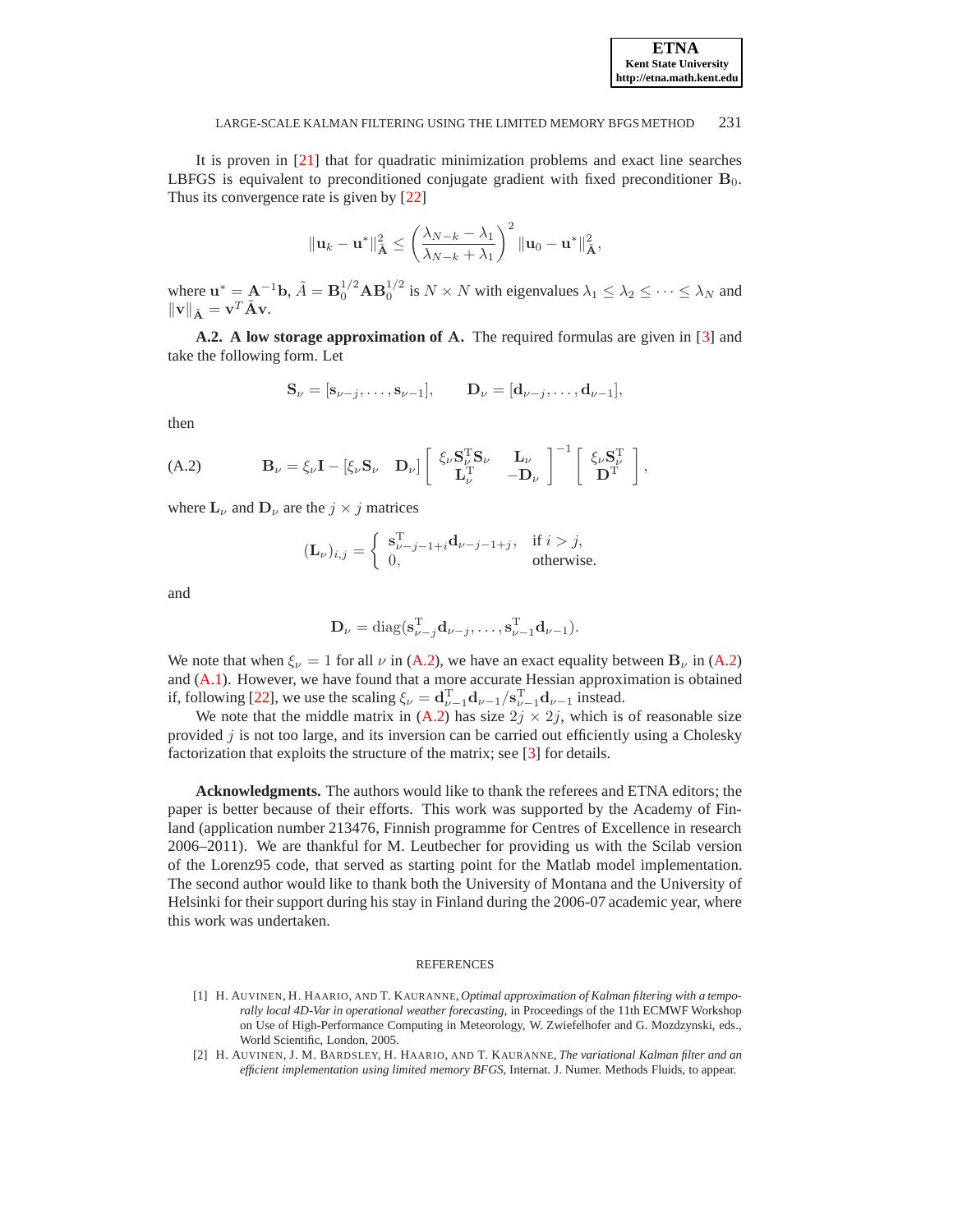It is proven in [21] that for quadratic minimization problems and exact line searches LBFGS is equivalent to preconditioned conjugate gradient with fixed preconditioner $\mathbf{B}_0$. Thus its convergence rate is given by [22]

$$\|\mathbf{u}_k - \mathbf{u}^*\|^2_{\tilde{\mathbf{A}}} \leq \left(\frac{\lambda_{N-k} - \lambda_1}{\lambda_{N-k} + \lambda_1}\right)^2 \|\mathbf{u}_0 - \mathbf{u}^*\|^2_{\tilde{\mathbf{A}}},$$

where $\mathbf{u}^* = \mathbf{A}^{-1}\mathbf{b}$, $\tilde{A} = \mathbf{B}_0^{1/2}\mathbf{A}\mathbf{B}_0^{1/2}$ is $N \times N$ with eigenvalues $\lambda_1 \leq \lambda_2 \leq \cdots \leq \lambda_N$ and $\|\mathbf{v}\|_{\tilde{\mathbf{A}}} = \mathbf{v}^T\tilde{\mathbf{A}}\mathbf{v}$.

**A.2. A low storage approximation of A.** The required formulas are given in [3] and take the following form. Let

$$\mathbf{S}_\nu = [\mathbf{s}_{\nu-j}, \ldots, \mathbf{s}_{\nu-1}], \qquad \mathbf{D}_\nu = [\mathbf{d}_{\nu-j}, \ldots, \mathbf{d}_{\nu-1}],$$

then

$$\text{(A.2)} \qquad \mathbf{B}_\nu = \xi_\nu \mathbf{I} - [\xi_\nu \mathbf{S}_\nu \quad \mathbf{D}_\nu] \begin{bmatrix} \xi_\nu \mathbf{S}_\nu^{\mathrm{T}}\mathbf{S}_\nu & \mathbf{L}_\nu \\ \mathbf{L}_\nu^{\mathrm{T}} & -\mathbf{D}_\nu \end{bmatrix}^{-1} \begin{bmatrix} \xi_\nu \mathbf{S}_\nu^{\mathrm{T}} \\ \mathbf{D}^{\mathrm{T}} \end{bmatrix},$$

where $\mathbf{L}_\nu$ and $\mathbf{D}_\nu$ are the $j \times j$ matrices

$$(\mathbf{L}_\nu)_{i,j} = \begin{cases} \mathbf{s}^{\mathrm{T}}_{\nu-j-1+i}\mathbf{d}_{\nu-j-1+j}, & \text{if } i > j, \\ 0, & \text{otherwise.} \end{cases}$$

and

$$\mathbf{D}_\nu = \mathrm{diag}(\mathbf{s}^{\mathrm{T}}_{\nu-j}\mathbf{d}_{\nu-j}, \ldots, \mathbf{s}^{\mathrm{T}}_{\nu-1}\mathbf{d}_{\nu-1}).$$

We note that when $\xi_\nu = 1$ for all $\nu$ in (A.2), we have an exact equality between $\mathbf{B}_\nu$ in (A.2) and (A.1). However, we have found that a more accurate Hessian approximation is obtained if, following [22], we use the scaling $\xi_\nu = \mathbf{d}^{\mathrm{T}}_{\nu-1}\mathbf{d}_{\nu-1}/\mathbf{s}^{\mathrm{T}}_{\nu-1}\mathbf{d}_{\nu-1}$ instead.

We note that the middle matrix in (A.2) has size $2j \times 2j$, which is of reasonable size provided $j$ is not too large, and its inversion can be carried out efficiently using a Cholesky factorization that exploits the structure of the matrix; see [3] for details.

**Acknowledgments.** The authors would like to thank the referees and ETNA editors; the paper is better because of their efforts. This work was supported by the Academy of Finland (application number 213476, Finnish programme for Centres of Excellence in research 2006–2011). We are thankful for M. Leutbecher for providing us with the Scilab version of the Lorenz95 code, that served as starting point for the Matlab model implementation. The second author would like to thank both the University of Montana and the University of Helsinki for their support during his stay in Finland during the 2006-07 academic year, where this work was undertaken.

## REFERENCES

[1] H. AUVINEN, H. HAARIO, AND T. KAURANNE, *Optimal approximation of Kalman filtering with a temporally local 4D-Var in operational weather forecasting*, in Proceedings of the 11th ECMWF Workshop on Use of High-Performance Computing in Meteorology, W. Zwiefelhofer and G. Mozdzynski, eds., World Scientific, London, 2005.

[2] H. AUVINEN, J. M. BARDSLEY, H. HAARIO, AND T. KAURANNE, *The variational Kalman filter and an efficient implementation using limited memory BFGS*, Internat. J. Numer. Methods Fluids, to appear.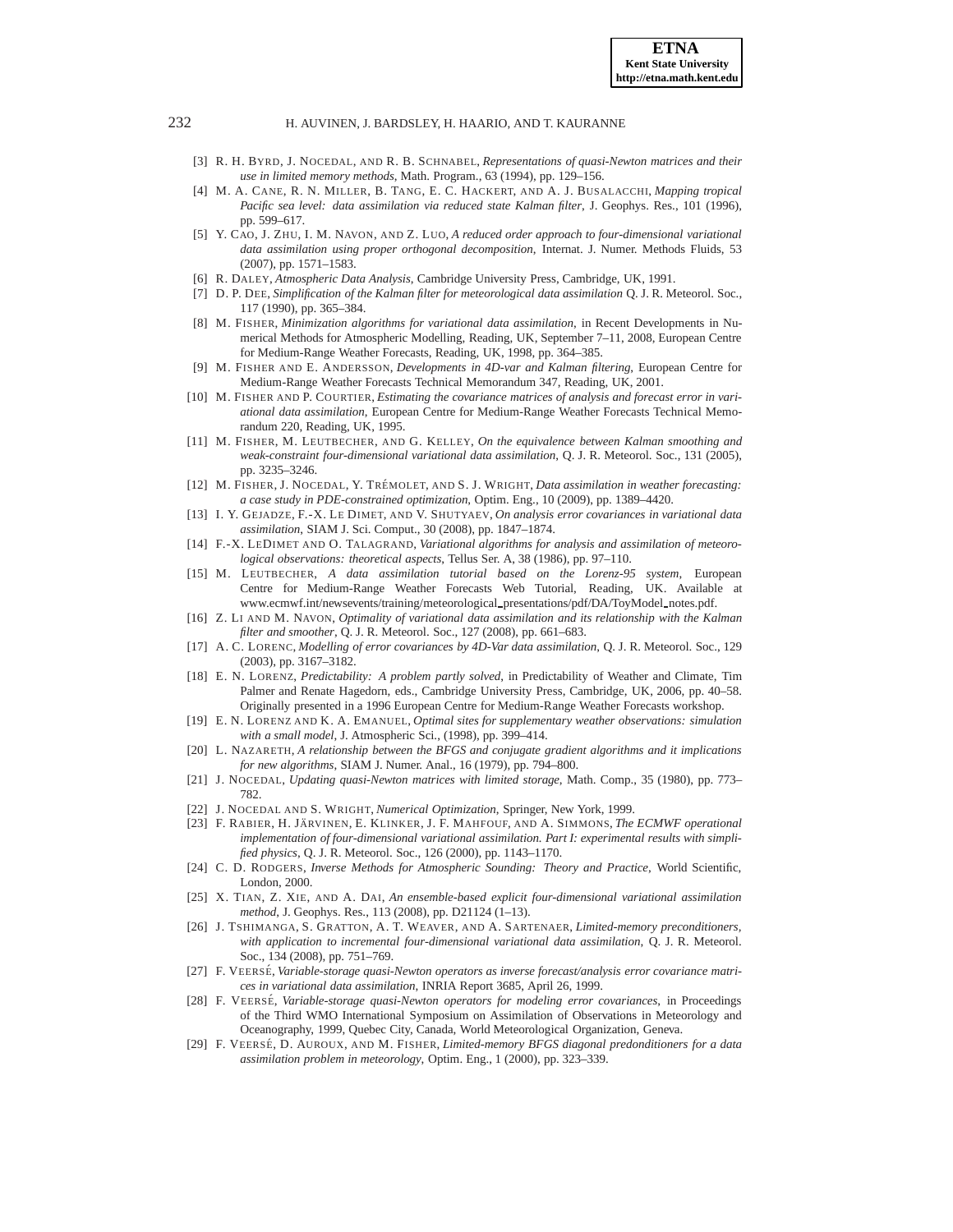[3] R. H. BYRD, J. NOCEDAL, AND R. B. SCHNABEL, *Representations of quasi-Newton matrices and their use in limited memory methods*, Math. Program., 63 (1994), pp. 129–156.

[4] M. A. CANE, R. N. MILLER, B. TANG, E. C. HACKERT, AND A. J. BUSALACCHI, *Mapping tropical Pacific sea level: data assimilation via reduced state Kalman filter*, J. Geophys. Res., 101 (1996), pp. 599–617.

[5] Y. CAO, J. ZHU, I. M. NAVON, AND Z. LUO, *A reduced order approach to four-dimensional variational data assimilation using proper orthogonal decomposition*, Internat. J. Numer. Methods Fluids, 53 (2007), pp. 1571–1583.

[6] R. DALEY, *Atmospheric Data Analysis*, Cambridge University Press, Cambridge, UK, 1991.

[7] D. P. DEE, *Simplification of the Kalman filter for meteorological data assimilation* Q. J. R. Meteorol. Soc., 117 (1990), pp. 365–384.

[8] M. FISHER, *Minimization algorithms for variational data assimilation*, in Recent Developments in Numerical Methods for Atmospheric Modelling, Reading, UK, September 7–11, 2008, European Centre for Medium-Range Weather Forecasts, Reading, UK, 1998, pp. 364–385.

[9] M. FISHER AND E. ANDERSSON, *Developments in 4D-var and Kalman filtering*, European Centre for Medium-Range Weather Forecasts Technical Memorandum 347, Reading, UK, 2001.

[10] M. FISHER AND P. COURTIER, *Estimating the covariance matrices of analysis and forecast error in variational data assimilation*, European Centre for Medium-Range Weather Forecasts Technical Memorandum 220, Reading, UK, 1995.

[11] M. FISHER, M. LEUTBECHER, AND G. KELLEY, *On the equivalence between Kalman smoothing and weak-constraint four-dimensional variational data assimilation*, Q. J. R. Meteorol. Soc., 131 (2005), pp. 3235–3246.

[12] M. FISHER, J. NOCEDAL, Y. TRÉMOLET, AND S. J. WRIGHT, *Data assimilation in weather forecasting: a case study in PDE-constrained optimization*, Optim. Eng., 10 (2009), pp. 1389–4420.

[13] I. Y. GEJADZE, F.-X. LE DIMET, AND V. SHUTYAEV, *On analysis error covariances in variational data assimilation*, SIAM J. Sci. Comput., 30 (2008), pp. 1847–1874.

[14] F.-X. LEDIMET AND O. TALAGRAND, *Variational algorithms for analysis and assimilation of meteorological observations: theoretical aspects*, Tellus Ser. A, 38 (1986), pp. 97–110.

[15] M. LEUTBECHER, *A data assimilation tutorial based on the Lorenz-95 system*, European Centre for Medium-Range Weather Forecasts Web Tutorial, Reading, UK. Available at www.ecmwf.int/newsevents/training/meteorological_presentations/pdf/DA/ToyModel_notes.pdf.

[16] Z. LI AND M. NAVON, *Optimality of variational data assimilation and its relationship with the Kalman filter and smoother*, Q. J. R. Meteorol. Soc., 127 (2008), pp. 661–683.

[17] A. C. LORENC, *Modelling of error covariances by 4D-Var data assimilation*, Q. J. R. Meteorol. Soc., 129 (2003), pp. 3167–3182.

[18] E. N. LORENZ, *Predictability: A problem partly solved*, in Predictability of Weather and Climate, Tim Palmer and Renate Hagedorn, eds., Cambridge University Press, Cambridge, UK, 2006, pp. 40–58. Originally presented in a 1996 European Centre for Medium-Range Weather Forecasts workshop.

[19] E. N. LORENZ AND K. A. EMANUEL, *Optimal sites for supplementary weather observations: simulation with a small model*, J. Atmospheric Sci., (1998), pp. 399–414.

[20] L. NAZARETH, *A relationship between the BFGS and conjugate gradient algorithms and it implications for new algorithms*, SIAM J. Numer. Anal., 16 (1979), pp. 794–800.

[21] J. NOCEDAL, *Updating quasi-Newton matrices with limited storage*, Math. Comp., 35 (1980), pp. 773–782.

[22] J. NOCEDAL AND S. WRIGHT, *Numerical Optimization*, Springer, New York, 1999.

[23] F. RABIER, H. JÄRVINEN, E. KLINKER, J. F. MAHFOUF, AND A. SIMMONS, *The ECMWF operational implementation of four-dimensional variational assimilation. Part I: experimental results with simplified physics*, Q. J. R. Meteorol. Soc., 126 (2000), pp. 1143–1170.

[24] C. D. RODGERS, *Inverse Methods for Atmospheric Sounding: Theory and Practice*, World Scientific, London, 2000.

[25] X. TIAN, Z. XIE, AND A. DAI, *An ensemble-based explicit four-dimensional variational assimilation method*, J. Geophys. Res., 113 (2008), pp. D21124 (1–13).

[26] J. TSHIMANGA, S. GRATTON, A. T. WEAVER, AND A. SARTENAER, *Limited-memory preconditioners, with application to incremental four-dimensional variational data assimilation*, Q. J. R. Meteorol. Soc., 134 (2008), pp. 751–769.

[27] F. VEERSÉ, *Variable-storage quasi-Newton operators as inverse forecast/analysis error covariance matrices in variational data assimilation*, INRIA Report 3685, April 26, 1999.

[28] F. VEERSÉ, *Variable-storage quasi-Newton operators for modeling error covariances*, in Proceedings of the Third WMO International Symposium on Assimilation of Observations in Meteorology and Oceanography, 1999, Quebec City, Canada, World Meteorological Organization, Geneva.

[29] F. VEERSÉ, D. AUROUX, AND M. FISHER, *Limited-memory BFGS diagonal predonditioners for a data assimilation problem in meteorology*, Optim. Eng., 1 (2000), pp. 323–339.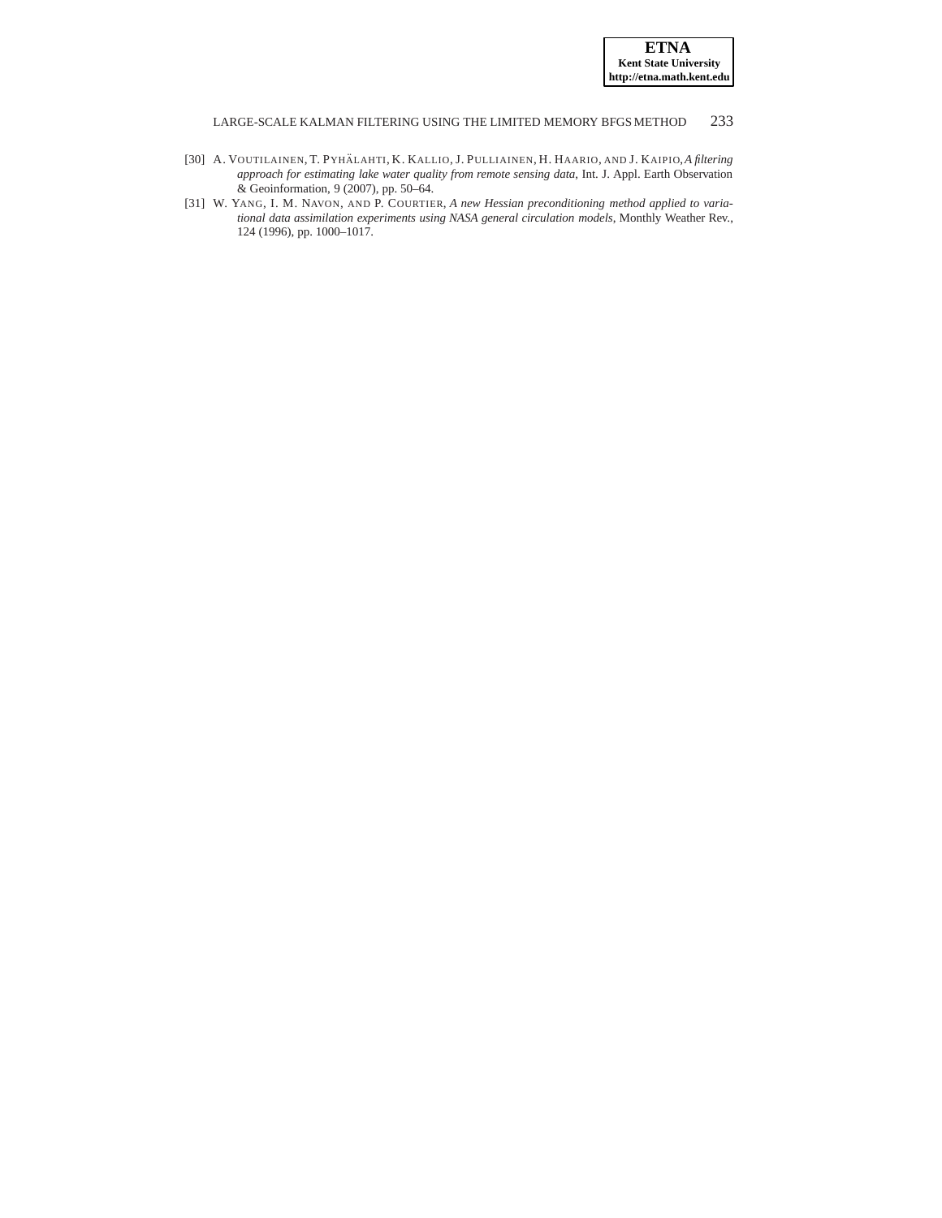[30] A. Voutilainen, T. Pyhälahti, K. Kallio, J. Pulliainen, H. Haario, and J. Kaipio, *A filtering approach for estimating lake water quality from remote sensing data*, Int. J. Appl. Earth Observation & Geoinformation, 9 (2007), pp. 50–64.

[31] W. Yang, I. M. Navon, and P. Courtier, *A new Hessian preconditioning method applied to variational data assimilation experiments using NASA general circulation models*, Monthly Weather Rev., 124 (1996), pp. 1000–1017.